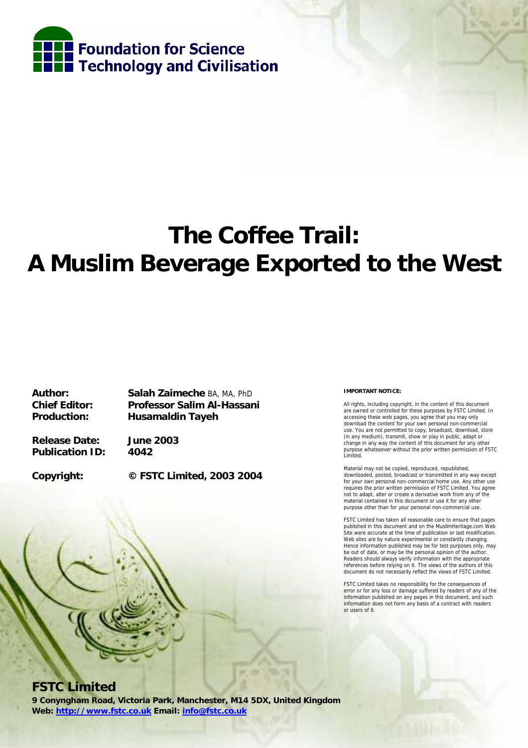Foundation for Science Technology and Civilisation

# The Coffee Trail: A Muslim Beverage Exported to the West

| | |
|---|---|
| **Author:** | **Salah Zaimeche** BA, MA, PhD |
| **Chief Editor:** | **Professor Salim Al-Hassani** |
| **Production:** | **Husamaldin Tayeh** |
| **Release Date:** | **June 2003** |
| **Publication ID:** | **4042** |
| **Copyright:** | **© FSTC Limited, 2003 2004** |

**IMPORTANT NOTICE:**

All rights, including copyright, in the content of this document are owned or controlled for these purposes by FSTC Limited. In accessing these web pages, you agree that you may only download the content for your own personal non-commercial use. You are not permitted to copy, broadcast, download, store (in any medium), transmit, show or play in public, adapt or change in any way the content of this document for any other purpose whatsoever without the prior written permission of FSTC Limited.

Material may not be copied, reproduced, republished, downloaded, posted, broadcast or transmitted in any way except for your own personal non-commercial home use. Any other use requires the prior written permission of FSTC Limited. You agree not to adapt, alter or create a derivative work from any of the material contained in this document or use it for any other purpose other than for your personal non-commercial use.

FSTC Limited has taken all reasonable care to ensure that pages published in this document and on the MuslimHeritage.com Web Site were accurate at the time of publication or last modification. Web sites are by nature experimental or constantly changing. Hence information published may be for test purposes only, may be out of date, or may be the personal opinion of the author. Readers should always verify information with the appropriate references before relying on it. The views of the authors of this document do not necessarily reflect the views of FSTC Limited.

FSTC Limited takes no responsibility for the consequences of error or for any loss or damage suffered by readers of any of the information published on any pages in this document, and such information does not form any basis of a contract with readers or users of it.

**FSTC Limited**

**9 Conyngham Road, Victoria Park, Manchester, M14 5DX, United Kingdom**
**Web: http://www.fstc.co.uk Email: info@fstc.co.uk**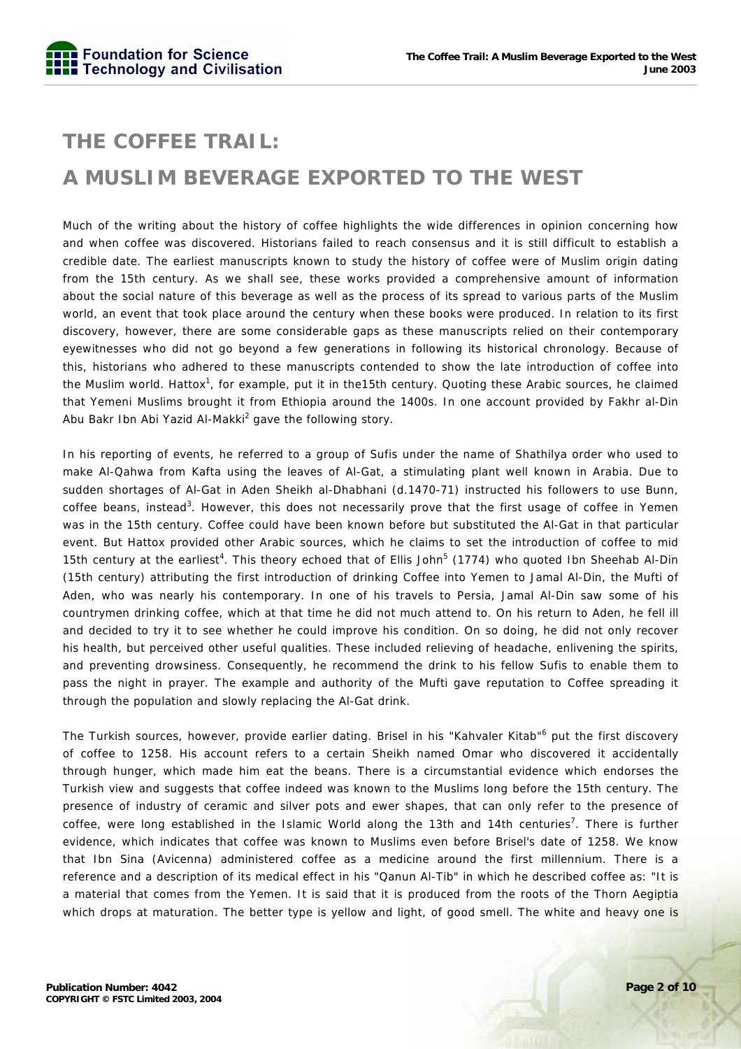# THE COFFEE TRAIL:

# A MUSLIM BEVERAGE EXPORTED TO THE WEST

Much of the writing about the history of coffee highlights the wide differences in opinion concerning how and when coffee was discovered. Historians failed to reach consensus and it is still difficult to establish a credible date. The earliest manuscripts known to study the history of coffee were of Muslim origin dating from the 15th century. As we shall see, these works provided a comprehensive amount of information about the social nature of this beverage as well as the process of its spread to various parts of the Muslim world, an event that took place around the century when these books were produced. In relation to its first discovery, however, there are some considerable gaps as these manuscripts relied on their contemporary eyewitnesses who did not go beyond a few generations in following its historical chronology. Because of this, historians who adhered to these manuscripts contended to show the late introduction of coffee into the Muslim world. Hattox[1], for example, put it in the15th century. Quoting these Arabic sources, he claimed that Yemeni Muslims brought it from Ethiopia around the 1400s. In one account provided by Fakhr al-Din Abu Bakr Ibn Abi Yazid Al-Makki[2] gave the following story.

In his reporting of events, he referred to a group of Sufis under the name of Shathilya order who used to make Al-Qahwa from Kafta using the leaves of Al-Gat, a stimulating plant well known in Arabia. Due to sudden shortages of Al-Gat in Aden Sheikh al-Dhabhani (d.1470-71) instructed his followers to use Bunn, coffee beans, instead[3]. However, this does not necessarily prove that the first usage of coffee in Yemen was in the 15th century. Coffee could have been known before but substituted the Al-Gat in that particular event. But Hattox provided other Arabic sources, which he claims to set the introduction of coffee to mid 15th century at the earliest[4]. This theory echoed that of Ellis John[5] (1774) who quoted Ibn Sheehab Al-Din (15th century) attributing the first introduction of drinking Coffee into Yemen to Jamal Al-Din, the Mufti of Aden, who was nearly his contemporary. In one of his travels to Persia, Jamal Al-Din saw some of his countrymen drinking coffee, which at that time he did not much attend to. On his return to Aden, he fell ill and decided to try it to see whether he could improve his condition. On so doing, he did not only recover his health, but perceived other useful qualities. These included relieving of headache, enlivening the spirits, and preventing drowsiness. Consequently, he recommend the drink to his fellow Sufis to enable them to pass the night in prayer. The example and authority of the Mufti gave reputation to Coffee spreading it through the population and slowly replacing the Al-Gat drink.

The Turkish sources, however, provide earlier dating. Brisel in his "Kahvaler Kitab"[6] put the first discovery of coffee to 1258. His account refers to a certain Sheikh named Omar who discovered it accidentally through hunger, which made him eat the beans. There is a circumstantial evidence which endorses the Turkish view and suggests that coffee indeed was known to the Muslims long before the 15th century. The presence of industry of ceramic and silver pots and ewer shapes, that can only refer to the presence of coffee, were long established in the Islamic World along the 13th and 14th centuries[7]. There is further evidence, which indicates that coffee was known to Muslims even before Brisel's date of 1258. We know that Ibn Sina (Avicenna) administered coffee as a medicine around the first millennium. There is a reference and a description of its medical effect in his "Qanun Al-Tib" in which he described coffee as: "It is a material that comes from the Yemen. It is said that it is produced from the roots of the Thorn Aegiptia which drops at maturation. The better type is yellow and light, of good smell. The white and heavy one is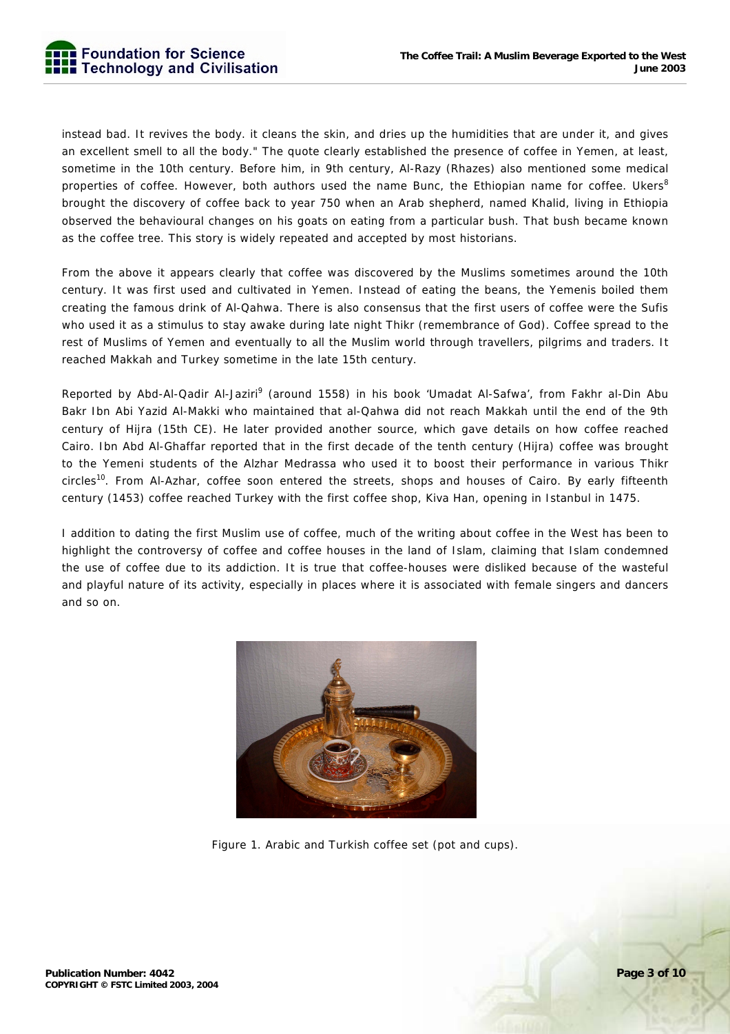instead bad. It revives the body. it cleans the skin, and dries up the humidities that are under it, and gives an excellent smell to all the body." The quote clearly established the presence of coffee in Yemen, at least, sometime in the 10th century. Before him, in 9th century, Al-Razy (Rhazes) also mentioned some medical properties of coffee. However, both authors used the name Bunc, the Ethiopian name for coffee. Ukers[8] brought the discovery of coffee back to year 750 when an Arab shepherd, named Khalid, living in Ethiopia observed the behavioural changes on his goats on eating from a particular bush. That bush became known as the coffee tree. This story is widely repeated and accepted by most historians.

From the above it appears clearly that coffee was discovered by the Muslims sometimes around the 10th century. It was first used and cultivated in Yemen. Instead of eating the beans, the Yemenis boiled them creating the famous drink of Al-Qahwa. There is also consensus that the first users of coffee were the Sufis who used it as a stimulus to stay awake during late night Thikr (remembrance of God). Coffee spread to the rest of Muslims of Yemen and eventually to all the Muslim world through travellers, pilgrims and traders. It reached Makkah and Turkey sometime in the late 15th century.

Reported by Abd-Al-Qadir Al-Jaziri[9] (around 1558) in his book 'Umadat Al-Safwa', from Fakhr al-Din Abu Bakr Ibn Abi Yazid Al-Makki who maintained that al-Qahwa did not reach Makkah until the end of the 9th century of Hijra (15th CE). He later provided another source, which gave details on how coffee reached Cairo. Ibn Abd Al-Ghaffar reported that in the first decade of the tenth century (Hijra) coffee was brought to the Yemeni students of the Alzhar Medrassa who used it to boost their performance in various Thikr circles[10]. From Al-Azhar, coffee soon entered the streets, shops and houses of Cairo. By early fifteenth century (1453) coffee reached Turkey with the first coffee shop, Kiva Han, opening in Istanbul in 1475.

I addition to dating the first Muslim use of coffee, much of the writing about coffee in the West has been to highlight the controversy of coffee and coffee houses in the land of Islam, claiming that Islam condemned the use of coffee due to its addiction. It is true that coffee-houses were disliked because of the wasteful and playful nature of its activity, especially in places where it is associated with female singers and dancers and so on.

Figure 1. Arabic and Turkish coffee set (pot and cups).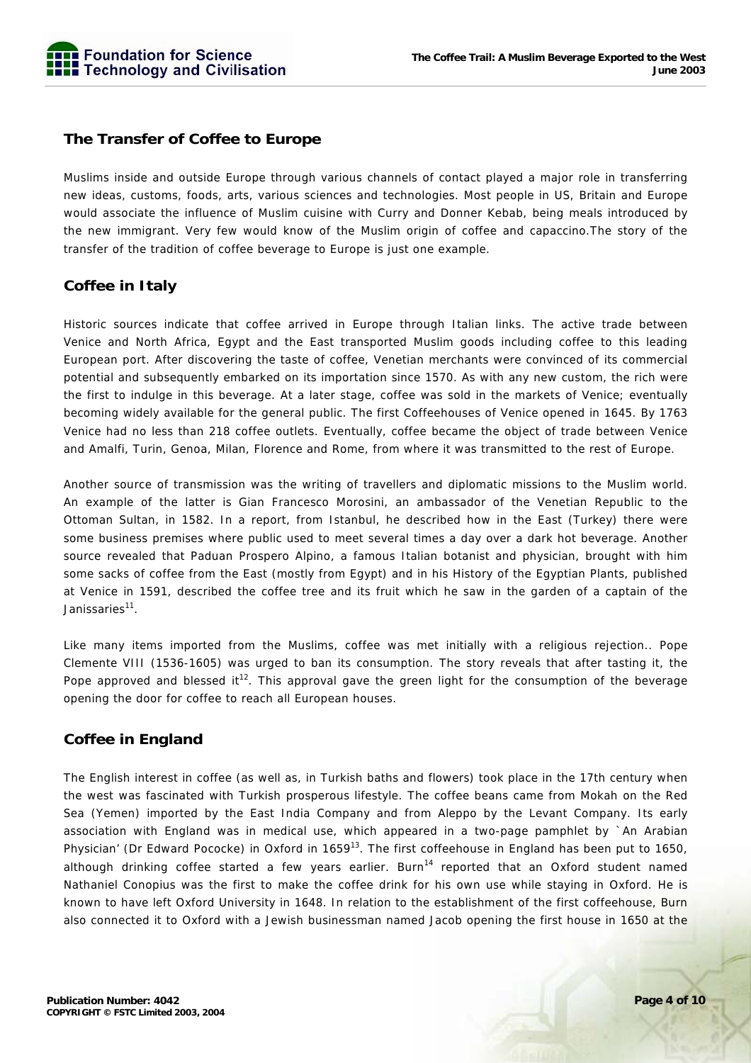## The Transfer of Coffee to Europe

Muslims inside and outside Europe through various channels of contact played a major role in transferring new ideas, customs, foods, arts, various sciences and technologies. Most people in US, Britain and Europe would associate the influence of Muslim cuisine with Curry and Donner Kebab, being meals introduced by the new immigrant. Very few would know of the Muslim origin of coffee and capaccino.The story of the transfer of the tradition of coffee beverage to Europe is just one example.

## Coffee in Italy

Historic sources indicate that coffee arrived in Europe through Italian links. The active trade between Venice and North Africa, Egypt and the East transported Muslim goods including coffee to this leading European port. After discovering the taste of coffee, Venetian merchants were convinced of its commercial potential and subsequently embarked on its importation since 1570. As with any new custom, the rich were the first to indulge in this beverage. At a later stage, coffee was sold in the markets of Venice; eventually becoming widely available for the general public. The first Coffeehouses of Venice opened in 1645. By 1763 Venice had no less than 218 coffee outlets. Eventually, coffee became the object of trade between Venice and Amalfi, Turin, Genoa, Milan, Florence and Rome, from where it was transmitted to the rest of Europe.

Another source of transmission was the writing of travellers and diplomatic missions to the Muslim world. An example of the latter is Gian Francesco Morosini, an ambassador of the Venetian Republic to the Ottoman Sultan, in 1582. In a report, from Istanbul, he described how in the East (Turkey) there were some business premises where public used to meet several times a day over a dark hot beverage. Another source revealed that Paduan Prospero Alpino, a famous Italian botanist and physician, brought with him some sacks of coffee from the East (mostly from Egypt) and in his History of the Egyptian Plants, published at Venice in 1591, described the coffee tree and its fruit which he saw in the garden of a captain of the Janissaries[11].

Like many items imported from the Muslims, coffee was met initially with a religious rejection.. Pope Clemente VIII (1536-1605) was urged to ban its consumption. The story reveals that after tasting it, the Pope approved and blessed it[12]. This approval gave the green light for the consumption of the beverage opening the door for coffee to reach all European houses.

## Coffee in England

The English interest in coffee (as well as, in Turkish baths and flowers) took place in the 17th century when the west was fascinated with Turkish prosperous lifestyle. The coffee beans came from Mokah on the Red Sea (Yemen) imported by the East India Company and from Aleppo by the Levant Company. Its early association with England was in medical use, which appeared in a two-page pamphlet by `An Arabian Physician' (Dr Edward Pococke) in Oxford in 1659[13]. The first coffeehouse in England has been put to 1650, although drinking coffee started a few years earlier. Burn[14] reported that an Oxford student named Nathaniel Conopius was the first to make the coffee drink for his own use while staying in Oxford. He is known to have left Oxford University in 1648. In relation to the establishment of the first coffeehouse, Burn also connected it to Oxford with a Jewish businessman named Jacob opening the first house in 1650 at the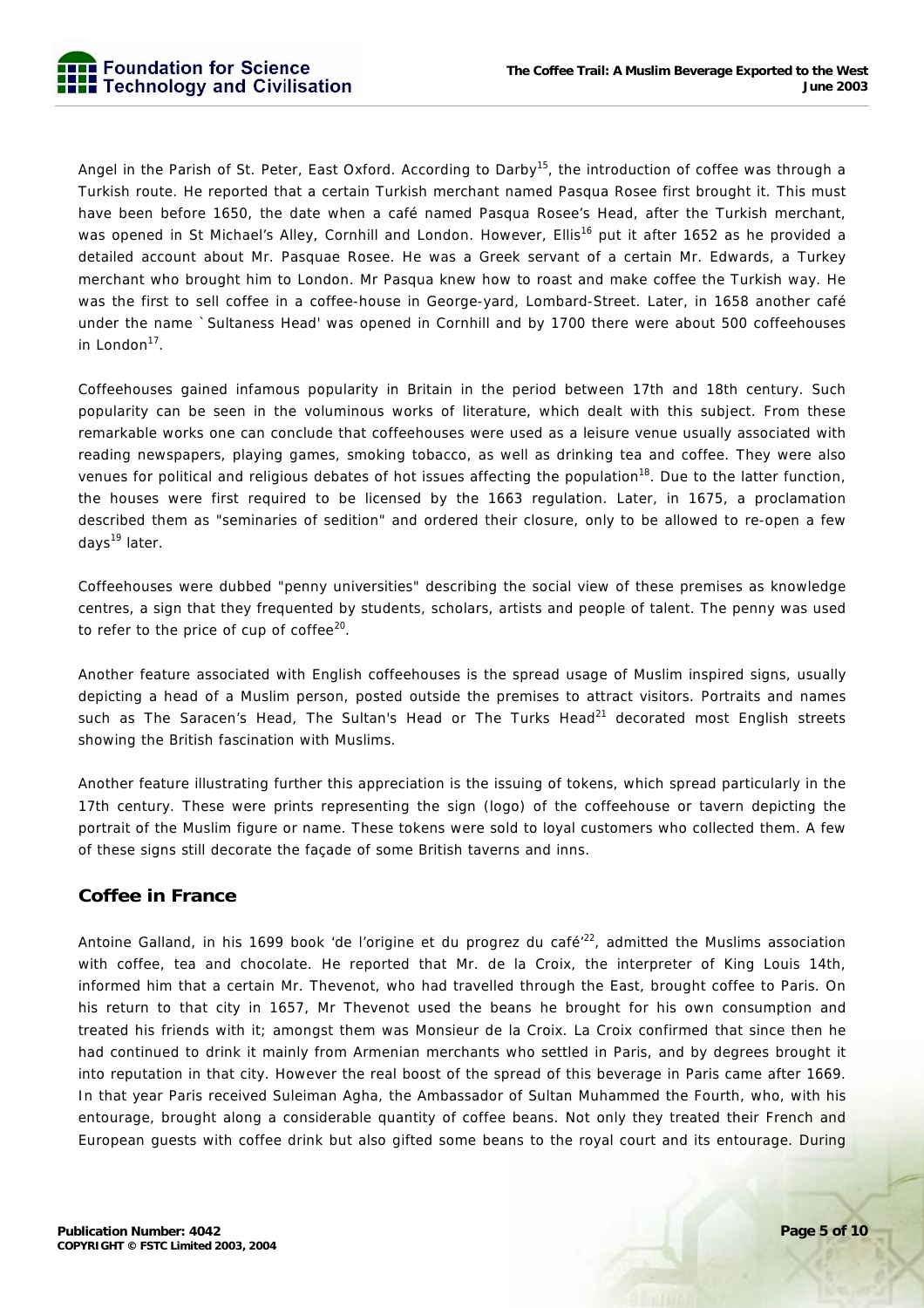Angel in the Parish of St. Peter, East Oxford. According to Darby[15], the introduction of coffee was through a Turkish route. He reported that a certain Turkish merchant named Pasqua Rosee first brought it. This must have been before 1650, the date when a café named Pasqua Rosee's Head, after the Turkish merchant, was opened in St Michael's Alley, Cornhill and London. However, Ellis[16] put it after 1652 as he provided a detailed account about Mr. Pasquae Rosee. He was a Greek servant of a certain Mr. Edwards, a Turkey merchant who brought him to London. Mr Pasqua knew how to roast and make coffee the Turkish way. He was the first to sell coffee in a coffee-house in George-yard, Lombard-Street. Later, in 1658 another café under the name `Sultaness Head' was opened in Cornhill and by 1700 there were about 500 coffeehouses in London[17].

Coffeehouses gained infamous popularity in Britain in the period between 17th and 18th century. Such popularity can be seen in the voluminous works of literature, which dealt with this subject. From these remarkable works one can conclude that coffeehouses were used as a leisure venue usually associated with reading newspapers, playing games, smoking tobacco, as well as drinking tea and coffee. They were also venues for political and religious debates of hot issues affecting the population[18]. Due to the latter function, the houses were first required to be licensed by the 1663 regulation. Later, in 1675, a proclamation described them as "seminaries of sedition" and ordered their closure, only to be allowed to re-open a few days[19] later.

Coffeehouses were dubbed "penny universities" describing the social view of these premises as knowledge centres, a sign that they frequented by students, scholars, artists and people of talent. The penny was used to refer to the price of cup of coffee[20].

Another feature associated with English coffeehouses is the spread usage of Muslim inspired signs, usually depicting a head of a Muslim person, posted outside the premises to attract visitors. Portraits and names such as The Saracen's Head, The Sultan's Head or The Turks Head[21] decorated most English streets showing the British fascination with Muslims.

Another feature illustrating further this appreciation is the issuing of tokens, which spread particularly in the 17th century. These were prints representing the sign (logo) of the coffeehouse or tavern depicting the portrait of the Muslim figure or name. These tokens were sold to loyal customers who collected them. A few of these signs still decorate the façade of some British taverns and inns.

## Coffee in France

Antoine Galland, in his 1699 book 'de l'origine et du progrez du café'[22], admitted the Muslims association with coffee, tea and chocolate. He reported that Mr. de la Croix, the interpreter of King Louis 14th, informed him that a certain Mr. Thevenot, who had travelled through the East, brought coffee to Paris. On his return to that city in 1657, Mr Thevenot used the beans he brought for his own consumption and treated his friends with it; amongst them was Monsieur de la Croix. La Croix confirmed that since then he had continued to drink it mainly from Armenian merchants who settled in Paris, and by degrees brought it into reputation in that city. However the real boost of the spread of this beverage in Paris came after 1669. In that year Paris received Suleiman Agha, the Ambassador of Sultan Muhammed the Fourth, who, with his entourage, brought along a considerable quantity of coffee beans. Not only they treated their French and European guests with coffee drink but also gifted some beans to the royal court and its entourage. During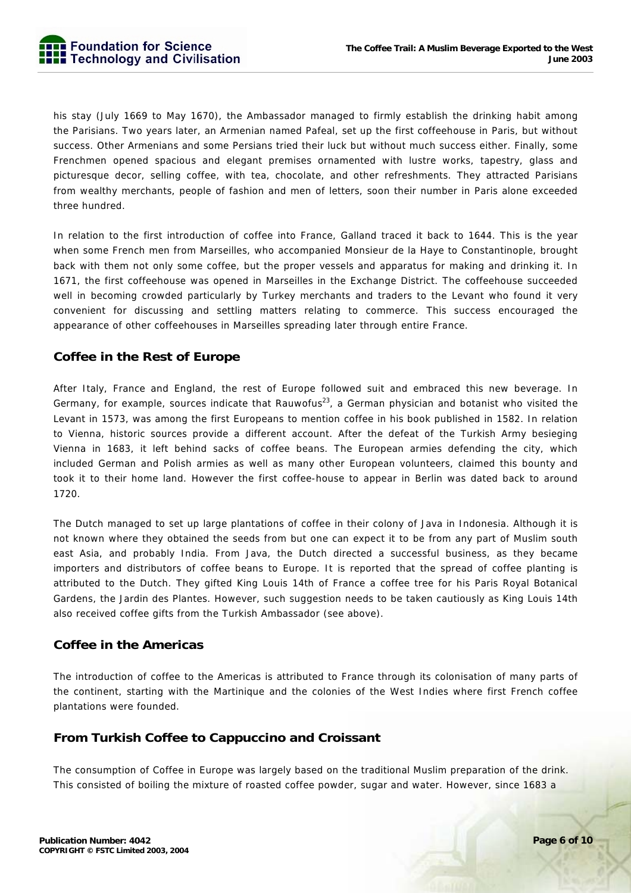his stay (July 1669 to May 1670), the Ambassador managed to firmly establish the drinking habit among the Parisians. Two years later, an Armenian named Pafeal, set up the first coffeehouse in Paris, but without success. Other Armenians and some Persians tried their luck but without much success either. Finally, some Frenchmen opened spacious and elegant premises ornamented with lustre works, tapestry, glass and picturesque decor, selling coffee, with tea, chocolate, and other refreshments. They attracted Parisians from wealthy merchants, people of fashion and men of letters, soon their number in Paris alone exceeded three hundred.

In relation to the first introduction of coffee into France, Galland traced it back to 1644. This is the year when some French men from Marseilles, who accompanied Monsieur de la Haye to Constantinople, brought back with them not only some coffee, but the proper vessels and apparatus for making and drinking it. In 1671, the first coffeehouse was opened in Marseilles in the Exchange District. The coffeehouse succeeded well in becoming crowded particularly by Turkey merchants and traders to the Levant who found it very convenient for discussing and settling matters relating to commerce. This success encouraged the appearance of other coffeehouses in Marseilles spreading later through entire France.

## Coffee in the Rest of Europe

After Italy, France and England, the rest of Europe followed suit and embraced this new beverage. In Germany, for example, sources indicate that Rauwofus[23], a German physician and botanist who visited the Levant in 1573, was among the first Europeans to mention coffee in his book published in 1582. In relation to Vienna, historic sources provide a different account. After the defeat of the Turkish Army besieging Vienna in 1683, it left behind sacks of coffee beans. The European armies defending the city, which included German and Polish armies as well as many other European volunteers, claimed this bounty and took it to their home land. However the first coffee-house to appear in Berlin was dated back to around 1720.

The Dutch managed to set up large plantations of coffee in their colony of Java in Indonesia. Although it is not known where they obtained the seeds from but one can expect it to be from any part of Muslim south east Asia, and probably India. From Java, the Dutch directed a successful business, as they became importers and distributors of coffee beans to Europe. It is reported that the spread of coffee planting is attributed to the Dutch. They gifted King Louis 14th of France a coffee tree for his Paris Royal Botanical Gardens, the Jardin des Plantes. However, such suggestion needs to be taken cautiously as King Louis 14th also received coffee gifts from the Turkish Ambassador (see above).

## Coffee in the Americas

The introduction of coffee to the Americas is attributed to France through its colonisation of many parts of the continent, starting with the Martinique and the colonies of the West Indies where first French coffee plantations were founded.

## From Turkish Coffee to Cappuccino and Croissant

The consumption of Coffee in Europe was largely based on the traditional Muslim preparation of the drink. This consisted of boiling the mixture of roasted coffee powder, sugar and water. However, since 1683 a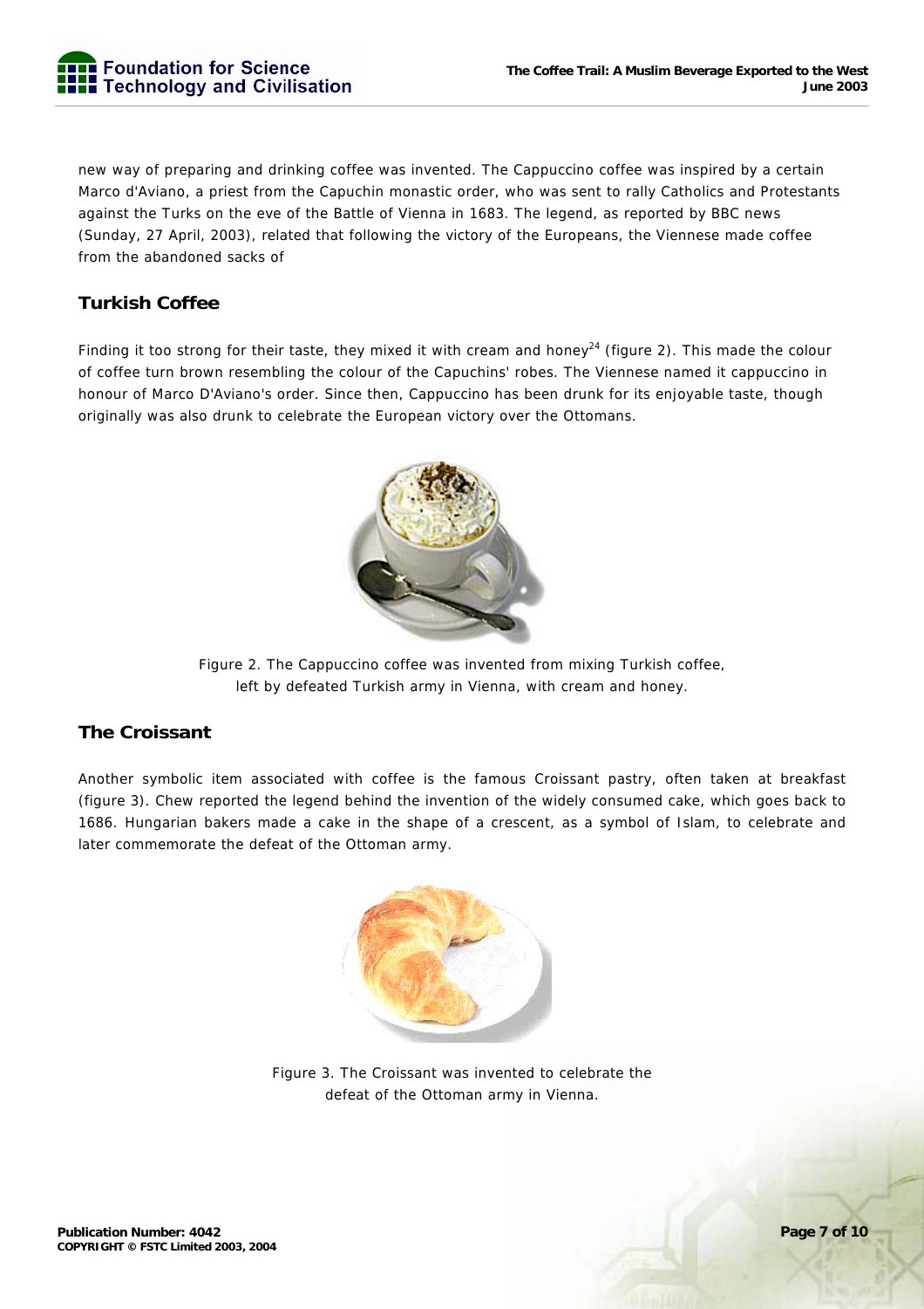new way of preparing and drinking coffee was invented. The Cappuccino coffee was inspired by a certain Marco d'Aviano, a priest from the Capuchin monastic order, who was sent to rally Catholics and Protestants against the Turks on the eve of the Battle of Vienna in 1683. The legend, as reported by BBC news (Sunday, 27 April, 2003), related that following the victory of the Europeans, the Viennese made coffee from the abandoned sacks of

## Turkish Coffee

Finding it too strong for their taste, they mixed it with cream and honey[24] (figure 2). This made the colour of coffee turn brown resembling the colour of the Capuchins' robes. The Viennese named it cappuccino in honour of Marco D'Aviano's order. Since then, Cappuccino has been drunk for its enjoyable taste, though originally was also drunk to celebrate the European victory over the Ottomans.

Figure 2. The Cappuccino coffee was invented from mixing Turkish coffee, left by defeated Turkish army in Vienna, with cream and honey.

## The Croissant

Another symbolic item associated with coffee is the famous Croissant pastry, often taken at breakfast (figure 3). Chew reported the legend behind the invention of the widely consumed cake, which goes back to 1686. Hungarian bakers made a cake in the shape of a crescent, as a symbol of Islam, to celebrate and later commemorate the defeat of the Ottoman army.

Figure 3. The Croissant was invented to celebrate the defeat of the Ottoman army in Vienna.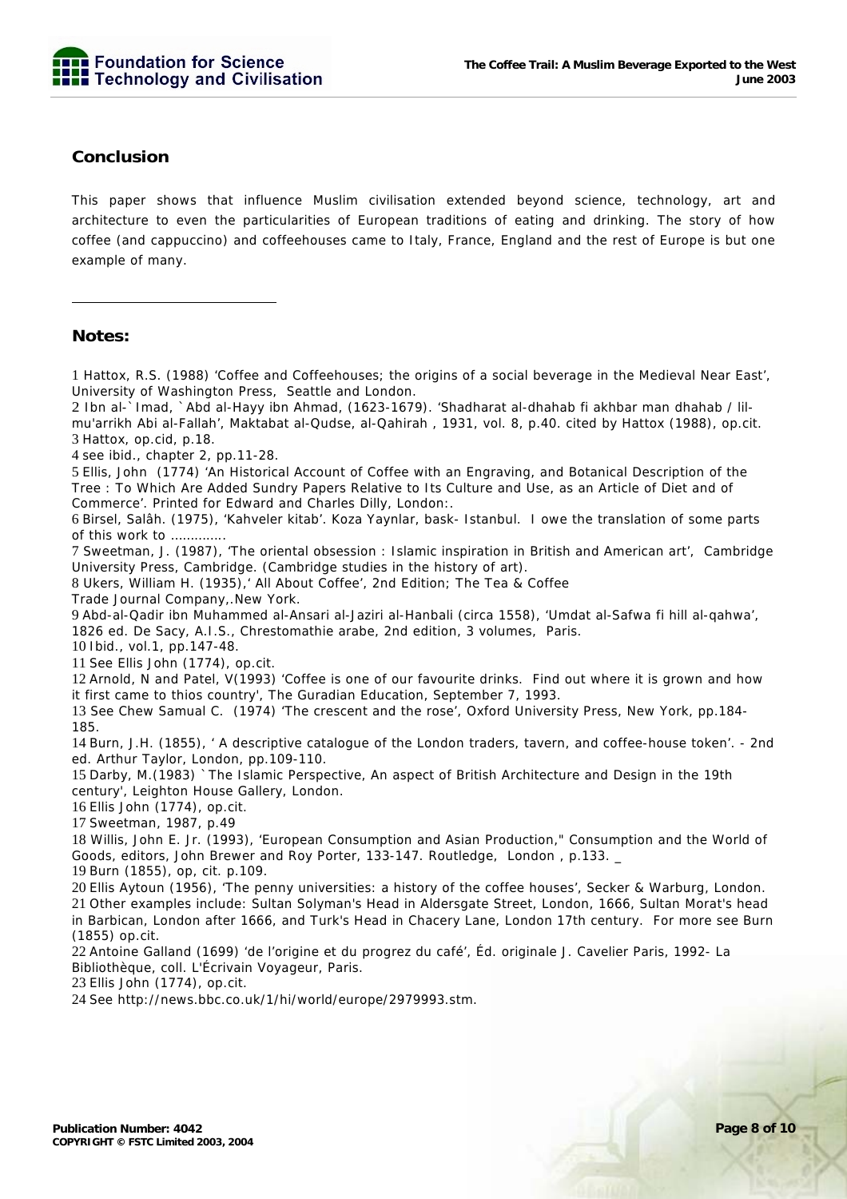## Conclusion

This paper shows that influence Muslim civilisation extended beyond science, technology, art and architecture to even the particularities of European traditions of eating and drinking. The story of how coffee (and cappuccino) and coffeehouses came to Italy, France, England and the rest of Europe is but one example of many.

---

## Notes:

1 Hattox, R.S. (1988) 'Coffee and Coffeehouses; the origins of a social beverage in the Medieval Near East', University of Washington Press, Seattle and London.
2 Ibn al-`Imad, `Abd al-Hayy ibn Ahmad, (1623-1679). 'Shadharat al-dhahab fi akhbar man dhahab / lil-mu'arrikh Abi al-Fallah', Maktabat al-Qudse, al-Qahirah , 1931, vol. 8, p.40. cited by Hattox (1988), op.cit.
3 Hattox, op.cid, p.18.
4 see ibid., chapter 2, pp.11-28.
5 Ellis, John (1774) 'An Historical Account of Coffee with an Engraving, and Botanical Description of the Tree : To Which Are Added Sundry Papers Relative to Its Culture and Use, as an Article of Diet and of Commerce'. Printed for Edward and Charles Dilly, London:.
6 Birsel, Salâh. (1975), 'Kahveler kitab'. Koza Yaynlar, bask- Istanbul. I owe the translation of some parts of this work to .............
7 Sweetman, J. (1987), 'The oriental obsession : Islamic inspiration in British and American art', Cambridge University Press, Cambridge. (Cambridge studies in the history of art).
8 Ukers, William H. (1935),' All About Coffee', 2nd Edition; The Tea & Coffee Trade Journal Company,.New York.
9 Abd-al-Qadir ibn Muhammed al-Ansari al-Jaziri al-Hanbali (circa 1558), 'Umdat al-Safwa fi hill al-qahwa', 1826 ed. De Sacy, A.I.S., Chrestomathie arabe, 2nd edition, 3 volumes, Paris.
10 Ibid., vol.1, pp.147-48.
11 See Ellis John (1774), op.cit.
12 Arnold, N and Patel, V(1993) 'Coffee is one of our favourite drinks. Find out where it is grown and how it first came to thios country', The Guradian Education, September 7, 1993.
13 See Chew Samual C. (1974) 'The crescent and the rose', Oxford University Press, New York, pp.184-185.
14 Burn, J.H. (1855), ' A descriptive catalogue of the London traders, tavern, and coffee-house token'. - 2nd ed. Arthur Taylor, London, pp.109-110.
15 Darby, M.(1983) `The Islamic Perspective, An aspect of British Architecture and Design in the 19th century', Leighton House Gallery, London.
16 Ellis John (1774), op.cit.
17 Sweetman, 1987, p.49
18 Willis, John E. Jr. (1993), 'European Consumption and Asian Production," Consumption and the World of Goods, editors, John Brewer and Roy Porter, 133-147. Routledge, London , p.133. _
19 Burn (1855), op, cit. p.109.
20 Ellis Aytoun (1956), 'The penny universities: a history of the coffee houses', Secker & Warburg, London.
21 Other examples include: Sultan Solyman's Head in Aldersgate Street, London, 1666, Sultan Morat's head in Barbican, London after 1666, and Turk's Head in Chacery Lane, London 17th century. For more see Burn (1855) op.cit.
22 Antoine Galland (1699) 'de l'origine et du progrez du café', Éd. originale J. Cavelier Paris, 1992- La Bibliothèque, coll. L'Écrivain Voyageur, Paris.
23 Ellis John (1774), op.cit.
24 See http://news.bbc.co.uk/1/hi/world/europe/2979993.stm.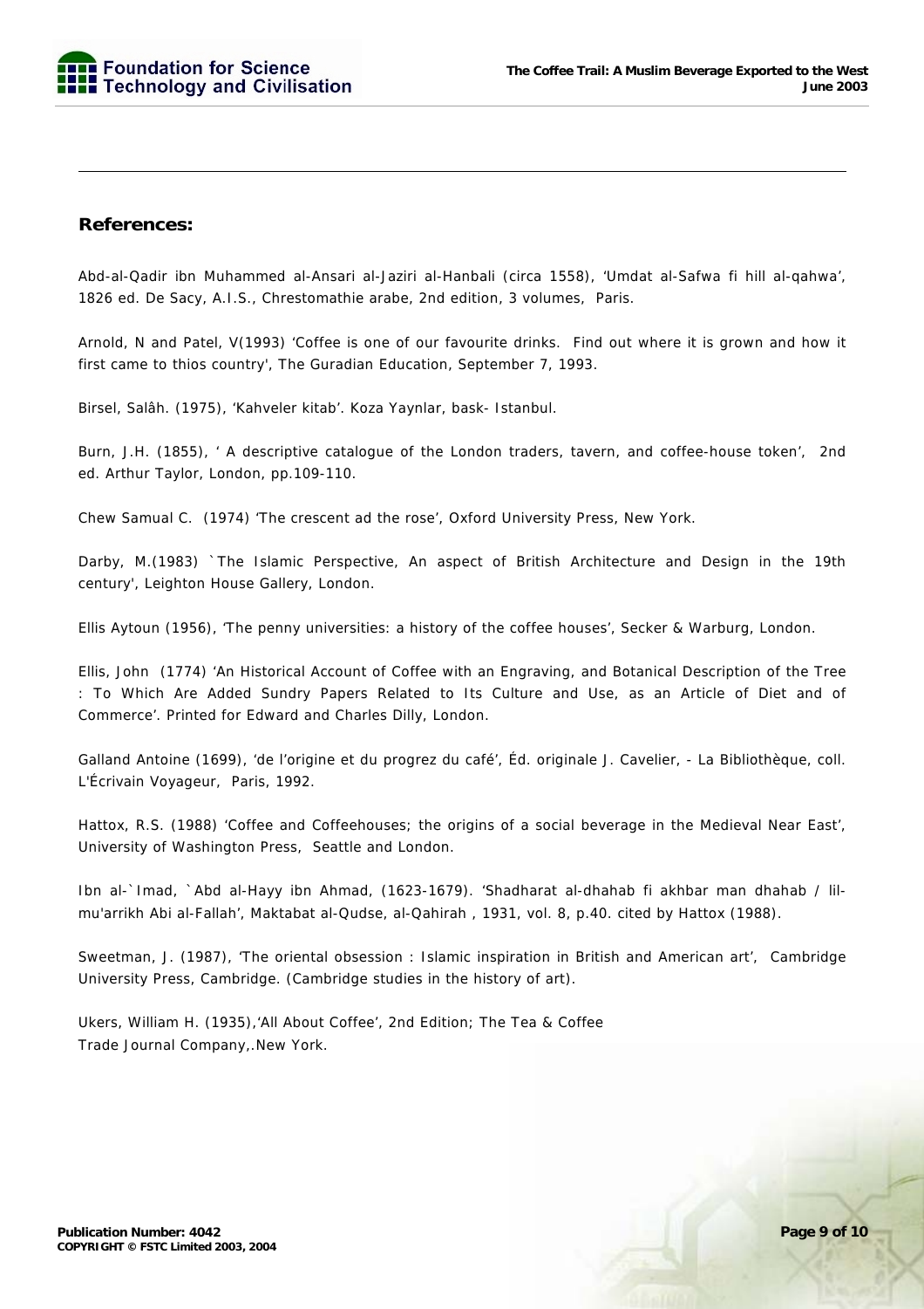## References:

Abd-al-Qadir ibn Muhammed al-Ansari al-Jaziri al-Hanbali (circa 1558), 'Umdat al-Safwa fi hill al-qahwa', 1826 ed. De Sacy, A.I.S., Chrestomathie arabe, 2nd edition, 3 volumes, Paris.

Arnold, N and Patel, V(1993) 'Coffee is one of our favourite drinks. Find out where it is grown and how it first came to thios country', The Guradian Education, September 7, 1993.

Birsel, Salâh. (1975), 'Kahveler kitab'. Koza Yaynlar, bask- Istanbul.

Burn, J.H. (1855), ' A descriptive catalogue of the London traders, tavern, and coffee-house token', 2nd ed. Arthur Taylor, London, pp.109-110.

Chew Samual C. (1974) 'The crescent ad the rose', Oxford University Press, New York.

Darby, M.(1983) `The Islamic Perspective, An aspect of British Architecture and Design in the 19th century', Leighton House Gallery, London.

Ellis Aytoun (1956), 'The penny universities: a history of the coffee houses', Secker & Warburg, London.

Ellis, John (1774) 'An Historical Account of Coffee with an Engraving, and Botanical Description of the Tree : To Which Are Added Sundry Papers Related to Its Culture and Use, as an Article of Diet and of Commerce'. Printed for Edward and Charles Dilly, London.

Galland Antoine (1699), 'de l'origine et du progrez du café', Éd. originale J. Cavelier, - La Bibliothèque, coll. L'Écrivain Voyageur, Paris, 1992.

Hattox, R.S. (1988) 'Coffee and Coffeehouses; the origins of a social beverage in the Medieval Near East', University of Washington Press, Seattle and London.

Ibn al-`Imad, `Abd al-Hayy ibn Ahmad, (1623-1679). 'Shadharat al-dhahab fi akhbar man dhahab / lil-mu'arrikh Abi al-Fallah', Maktabat al-Qudse, al-Qahirah , 1931, vol. 8, p.40. cited by Hattox (1988).

Sweetman, J. (1987), 'The oriental obsession : Islamic inspiration in British and American art', Cambridge University Press, Cambridge. (Cambridge studies in the history of art).

Ukers, William H. (1935),'All About Coffee', 2nd Edition; The Tea & Coffee Trade Journal Company,.New York.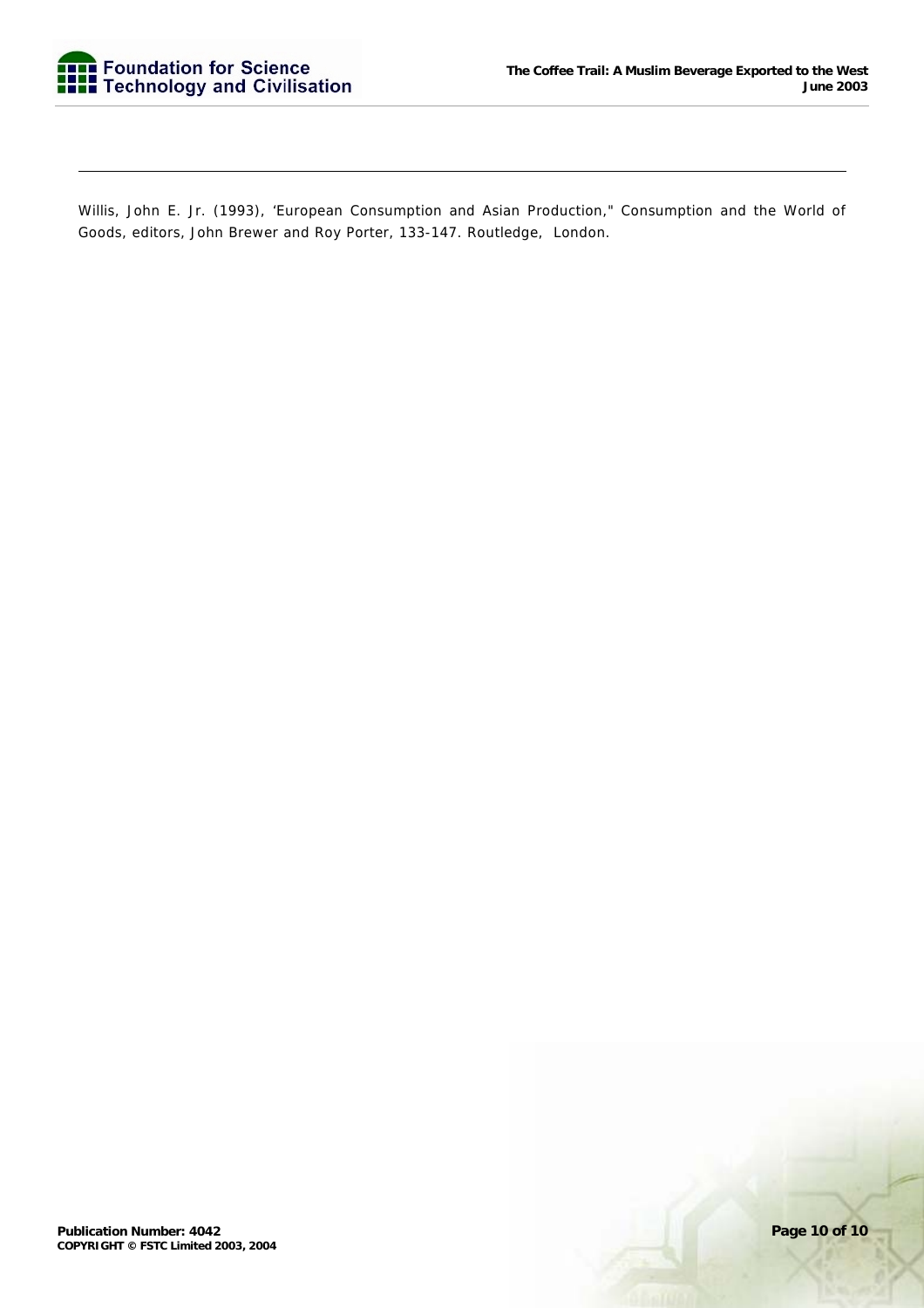Willis, John E. Jr. (1993), 'European Consumption and Asian Production," Consumption and the World of Goods, editors, John Brewer and Roy Porter, 133-147. Routledge, London.